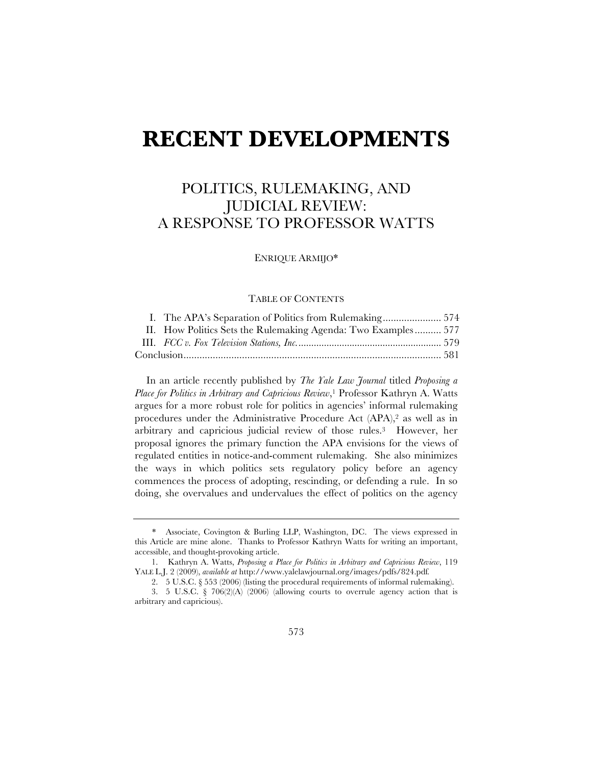# RECENT DEVELOPMENTS

## POLITICS, RULEMAKING, AND JUDICIAL REVIEW: A RESPONSE TO PROFESSOR WATTS

ENRIQUE ARMIJO*

TABLE OF CONTENTS

| | |
|---|---|
| I. The APA's Separation of Politics from Rulemaking | 574 |
| II. How Politics Sets the Rulemaking Agenda: Two Examples | 577 |
| III. *FCC v. Fox Television Stations, Inc.* | 579 |
| Conclusion | 581 |

In an article recently published by *The Yale Law Journal* titled *Proposing a Place for Politics in Arbitrary and Capricious Review*,[1] Professor Kathryn A. Watts argues for a more robust role for politics in agencies' informal rulemaking procedures under the Administrative Procedure Act (APA),[2] as well as in arbitrary and capricious judicial review of those rules.[3] However, her proposal ignores the primary function the APA envisions for the views of regulated entities in notice-and-comment rulemaking. She also minimizes the ways in which politics sets regulatory policy before an agency commences the process of adopting, rescinding, or defending a rule. In so doing, she overvalues and undervalues the effect of politics on the agency

---

\* Associate, Covington & Burling LLP, Washington, DC. The views expressed in this Article are mine alone. Thanks to Professor Kathryn Watts for writing an important, accessible, and thought-provoking article.

1. Kathryn A. Watts, *Proposing a Place for Politics in Arbitrary and Capricious Review*, 119 YALE L.J. 2 (2009), *available at* http://www.yalelawjournal.org/images/pdfs/824.pdf.

2. 5 U.S.C. § 553 (2006) (listing the procedural requirements of informal rulemaking).

3. 5 U.S.C. § 706(2)(A) (2006) (allowing courts to overrule agency action that is arbitrary and capricious).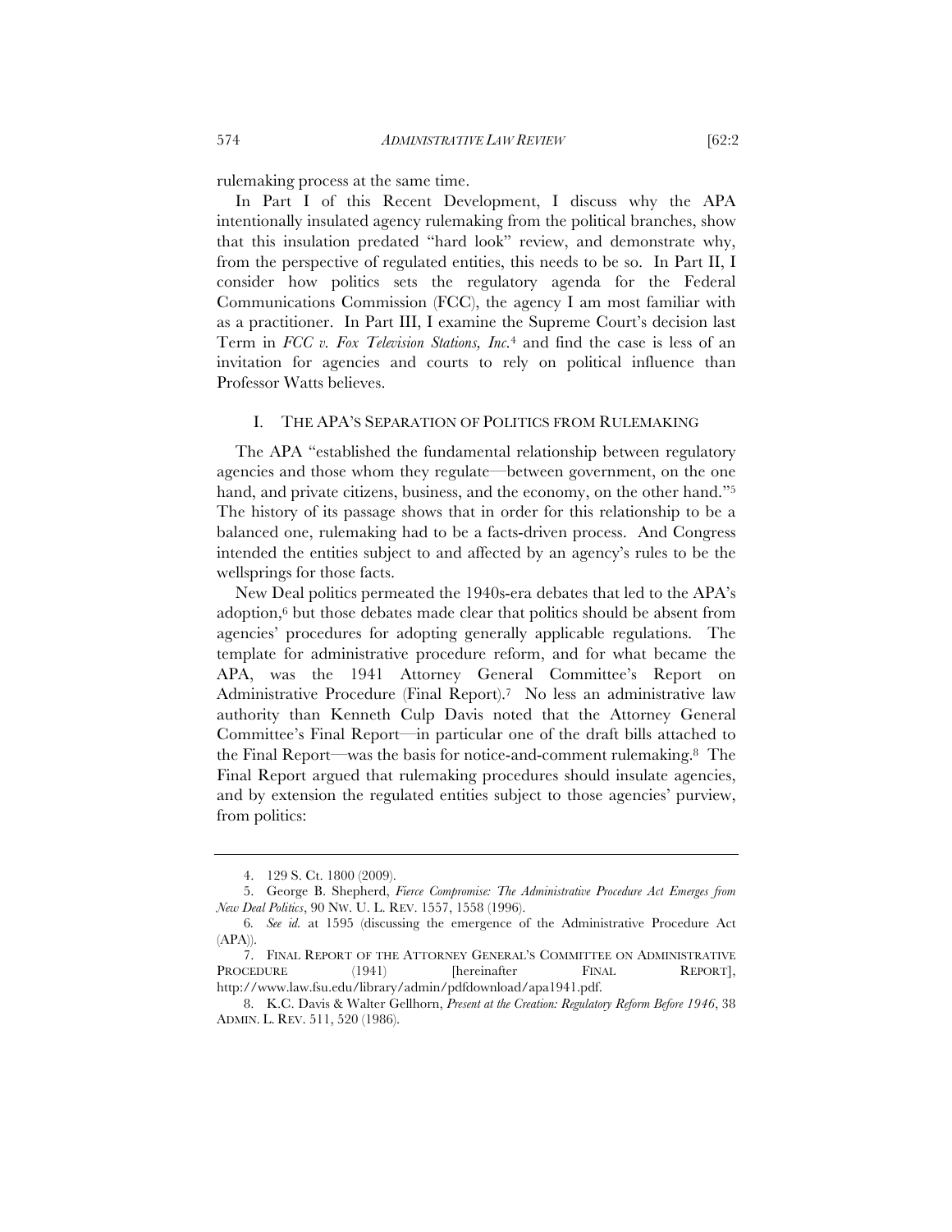rulemaking process at the same time.

In Part I of this Recent Development, I discuss why the APA intentionally insulated agency rulemaking from the political branches, show that this insulation predated "hard look" review, and demonstrate why, from the perspective of regulated entities, this needs to be so. In Part II, I consider how politics sets the regulatory agenda for the Federal Communications Commission (FCC), the agency I am most familiar with as a practitioner. In Part III, I examine the Supreme Court's decision last Term in *FCC v. Fox Television Stations, Inc.*[4] and find the case is less of an invitation for agencies and courts to rely on political influence than Professor Watts believes.

## I. THE APA'S SEPARATION OF POLITICS FROM RULEMAKING

The APA "established the fundamental relationship between regulatory agencies and those whom they regulate—between government, on the one hand, and private citizens, business, and the economy, on the other hand."[5] The history of its passage shows that in order for this relationship to be a balanced one, rulemaking had to be a facts-driven process. And Congress intended the entities subject to and affected by an agency's rules to be the wellsprings for those facts.

New Deal politics permeated the 1940s-era debates that led to the APA's adoption,[6] but those debates made clear that politics should be absent from agencies' procedures for adopting generally applicable regulations. The template for administrative procedure reform, and for what became the APA, was the 1941 Attorney General Committee's Report on Administrative Procedure (Final Report).[7] No less an administrative law authority than Kenneth Culp Davis noted that the Attorney General Committee's Final Report—in particular one of the draft bills attached to the Final Report—was the basis for notice-and-comment rulemaking.[8] The Final Report argued that rulemaking procedures should insulate agencies, and by extension the regulated entities subject to those agencies' purview, from politics:

---

4. 129 S. Ct. 1800 (2009).

5. George B. Shepherd, *Fierce Compromise: The Administrative Procedure Act Emerges from New Deal Politics*, 90 NW. U. L. REV. 1557, 1558 (1996).

6. *See id.* at 1595 (discussing the emergence of the Administrative Procedure Act (APA)).

7. FINAL REPORT OF THE ATTORNEY GENERAL'S COMMITTEE ON ADMINISTRATIVE PROCEDURE (1941) [hereinafter FINAL REPORT], http://www.law.fsu.edu/library/admin/pdfdownload/apa1941.pdf.

8. K.C. Davis & Walter Gellhorn, *Present at the Creation: Regulatory Reform Before 1946*, 38 ADMIN. L. REV. 511, 520 (1986).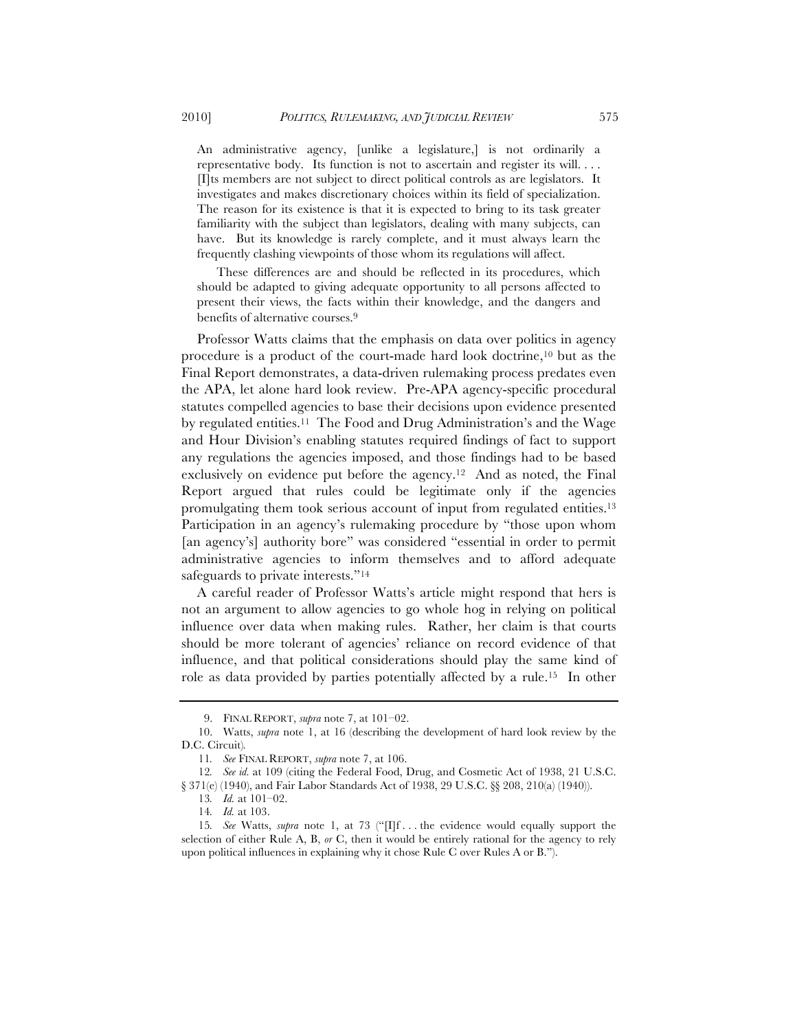> An administrative agency, [unlike a legislature,] is not ordinarily a representative body. Its function is not to ascertain and register its will. . . . [I]ts members are not subject to direct political controls as are legislators. It investigates and makes discretionary choices within its field of specialization. The reason for its existence is that it is expected to bring to its task greater familiarity with the subject than legislators, dealing with many subjects, can have. But its knowledge is rarely complete, and it must always learn the frequently clashing viewpoints of those whom its regulations will affect.
>
> These differences are and should be reflected in its procedures, which should be adapted to giving adequate opportunity to all persons affected to present their views, the facts within their knowledge, and the dangers and benefits of alternative courses.[9]

Professor Watts claims that the emphasis on data over politics in agency procedure is a product of the court-made hard look doctrine,[10] but as the Final Report demonstrates, a data-driven rulemaking process predates even the APA, let alone hard look review. Pre-APA agency-specific procedural statutes compelled agencies to base their decisions upon evidence presented by regulated entities.[11] The Food and Drug Administration's and the Wage and Hour Division's enabling statutes required findings of fact to support any regulations the agencies imposed, and those findings had to be based exclusively on evidence put before the agency.[12] And as noted, the Final Report argued that rules could be legitimate only if the agencies promulgating them took serious account of input from regulated entities.[13] Participation in an agency's rulemaking procedure by "those upon whom [an agency's] authority bore" was considered "essential in order to permit administrative agencies to inform themselves and to afford adequate safeguards to private interests."[14]

A careful reader of Professor Watts's article might respond that hers is not an argument to allow agencies to go whole hog in relying on political influence over data when making rules. Rather, her claim is that courts should be more tolerant of agencies' reliance on record evidence of that influence, and that political considerations should play the same kind of role as data provided by parties potentially affected by a rule.[15] In other

---

9. FINAL REPORT, *supra* note 7, at 101–02.

10. Watts, *supra* note 1, at 16 (describing the development of hard look review by the D.C. Circuit).

11. *See* FINAL REPORT, *supra* note 7, at 106.

12. *See id.* at 109 (citing the Federal Food, Drug, and Cosmetic Act of 1938, 21 U.S.C. § 371(e) (1940), and Fair Labor Standards Act of 1938, 29 U.S.C. §§ 208, 210(a) (1940)).

13. *Id.* at 101–02.

14. *Id.* at 103.

15. *See* Watts, *supra* note 1, at 73 ("[I]f . . . the evidence would equally support the selection of either Rule A, B, *or* C, then it would be entirely rational for the agency to rely upon political influences in explaining why it chose Rule C over Rules A or B.").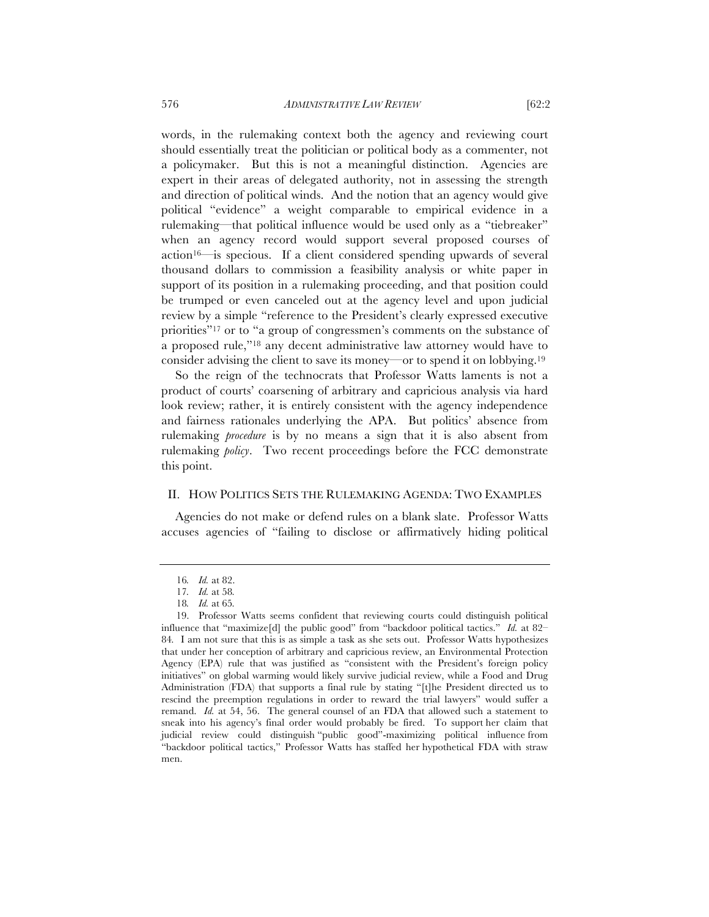words, in the rulemaking context both the agency and reviewing court should essentially treat the politician or political body as a commenter, not a policymaker. But this is not a meaningful distinction. Agencies are expert in their areas of delegated authority, not in assessing the strength and direction of political winds. And the notion that an agency would give political "evidence" a weight comparable to empirical evidence in a rulemaking—that political influence would be used only as a "tiebreaker" when an agency record would support several proposed courses of action[16]—is specious. If a client considered spending upwards of several thousand dollars to commission a feasibility analysis or white paper in support of its position in a rulemaking proceeding, and that position could be trumped or even canceled out at the agency level and upon judicial review by a simple "reference to the President's clearly expressed executive priorities"[17] or to "a group of congressmen's comments on the substance of a proposed rule,"[18] any decent administrative law attorney would have to consider advising the client to save its money—or to spend it on lobbying.[19]

So the reign of the technocrats that Professor Watts laments is not a product of courts' coarsening of arbitrary and capricious analysis via hard look review; rather, it is entirely consistent with the agency independence and fairness rationales underlying the APA. But politics' absence from rulemaking *procedure* is by no means a sign that it is also absent from rulemaking *policy*. Two recent proceedings before the FCC demonstrate this point.

## II. HOW POLITICS SETS THE RULEMAKING AGENDA: TWO EXAMPLES

Agencies do not make or defend rules on a blank slate. Professor Watts accuses agencies of "failing to disclose or affirmatively hiding political

---

16. *Id.* at 82.

17. *Id.* at 58.

18. *Id.* at 65.

19. Professor Watts seems confident that reviewing courts could distinguish political influence that "maximize[d] the public good" from "backdoor political tactics." *Id.* at 82–84. I am not sure that this is as simple a task as she sets out. Professor Watts hypothesizes that under her conception of arbitrary and capricious review, an Environmental Protection Agency (EPA) rule that was justified as "consistent with the President's foreign policy initiatives" on global warming would likely survive judicial review, while a Food and Drug Administration (FDA) that supports a final rule by stating "[t]he President directed us to rescind the preemption regulations in order to reward the trial lawyers" would suffer a remand. *Id.* at 54, 56. The general counsel of an FDA that allowed such a statement to sneak into his agency's final order would probably be fired. To support her claim that judicial review could distinguish "public good"-maximizing political influence from "backdoor political tactics," Professor Watts has staffed her hypothetical FDA with straw men.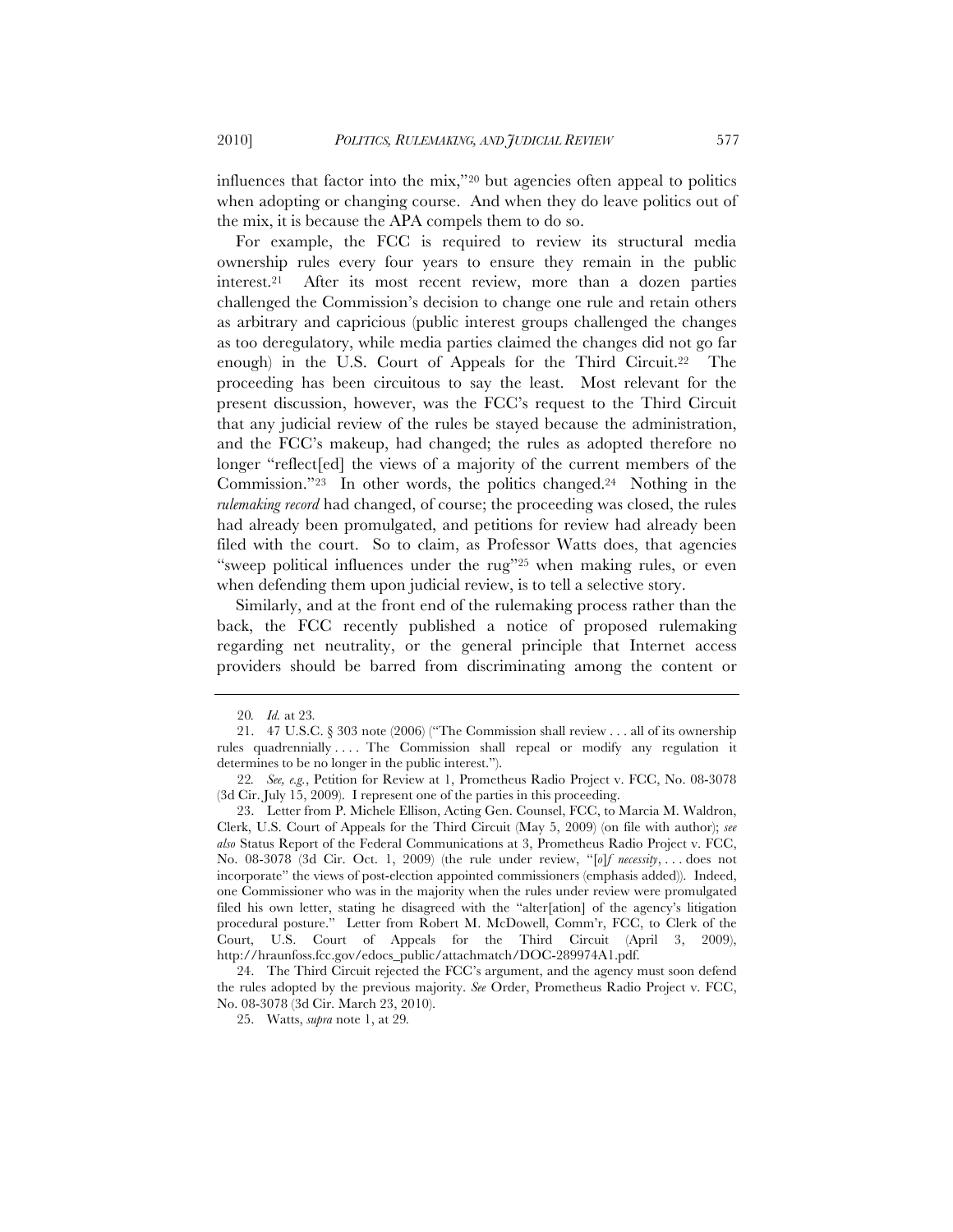influences that factor into the mix,"[20] but agencies often appeal to politics when adopting or changing course. And when they do leave politics out of the mix, it is because the APA compels them to do so.

For example, the FCC is required to review its structural media ownership rules every four years to ensure they remain in the public interest.[21] After its most recent review, more than a dozen parties challenged the Commission's decision to change one rule and retain others as arbitrary and capricious (public interest groups challenged the changes as too deregulatory, while media parties claimed the changes did not go far enough) in the U.S. Court of Appeals for the Third Circuit.[22] The proceeding has been circuitous to say the least. Most relevant for the present discussion, however, was the FCC's request to the Third Circuit that any judicial review of the rules be stayed because the administration, and the FCC's makeup, had changed; the rules as adopted therefore no longer "reflect[ed] the views of a majority of the current members of the Commission."[23] In other words, the politics changed.[24] Nothing in the *rulemaking record* had changed, of course; the proceeding was closed, the rules had already been promulgated, and petitions for review had already been filed with the court. So to claim, as Professor Watts does, that agencies "sweep political influences under the rug"[25] when making rules, or even when defending them upon judicial review, is to tell a selective story.

Similarly, and at the front end of the rulemaking process rather than the back, the FCC recently published a notice of proposed rulemaking regarding net neutrality, or the general principle that Internet access providers should be barred from discriminating among the content or

---

20. *Id.* at 23.

21. 47 U.S.C. § 303 note (2006) ("The Commission shall review . . . all of its ownership rules quadrennially . . . . The Commission shall repeal or modify any regulation it determines to be no longer in the public interest.").

22. *See, e.g.*, Petition for Review at 1, Prometheus Radio Project v. FCC, No. 08-3078 (3d Cir. July 15, 2009). I represent one of the parties in this proceeding.

23. Letter from P. Michele Ellison, Acting Gen. Counsel, FCC, to Marcia M. Waldron, Clerk, U.S. Court of Appeals for the Third Circuit (May 5, 2009) (on file with author); *see also* Status Report of the Federal Communications at 3, Prometheus Radio Project v. FCC, No. 08-3078 (3d Cir. Oct. 1, 2009) (the rule under review, "[*o*]*f necessity*, . . . does not incorporate" the views of post-election appointed commissioners (emphasis added)). Indeed, one Commissioner who was in the majority when the rules under review were promulgated filed his own letter, stating he disagreed with the "alter[ation] of the agency's litigation procedural posture." Letter from Robert M. McDowell, Comm'r, FCC, to Clerk of the Court, U.S. Court of Appeals for the Third Circuit (April 3, 2009), http://hraunfoss.fcc.gov/edocs_public/attachmatch/DOC-289974A1.pdf.

24. The Third Circuit rejected the FCC's argument, and the agency must soon defend the rules adopted by the previous majority. *See* Order, Prometheus Radio Project v. FCC, No. 08-3078 (3d Cir. March 23, 2010).

25. Watts, *supra* note 1, at 29.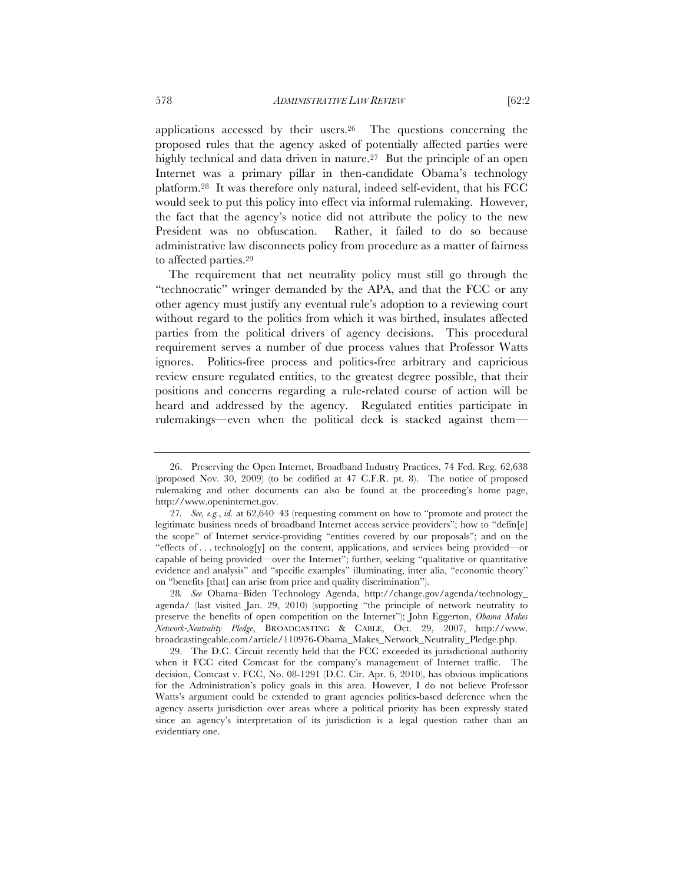applications accessed by their users.[26] The questions concerning the proposed rules that the agency asked of potentially affected parties were highly technical and data driven in nature.[27] But the principle of an open Internet was a primary pillar in then-candidate Obama's technology platform.[28] It was therefore only natural, indeed self-evident, that his FCC would seek to put this policy into effect via informal rulemaking. However, the fact that the agency's notice did not attribute the policy to the new President was no obfuscation. Rather, it failed to do so because administrative law disconnects policy from procedure as a matter of fairness to affected parties.[29]

The requirement that net neutrality policy must still go through the "technocratic" wringer demanded by the APA, and that the FCC or any other agency must justify any eventual rule's adoption to a reviewing court without regard to the politics from which it was birthed, insulates affected parties from the political drivers of agency decisions. This procedural requirement serves a number of due process values that Professor Watts ignores. Politics-free process and politics-free arbitrary and capricious review ensure regulated entities, to the greatest degree possible, that their positions and concerns regarding a rule-related course of action will be heard and addressed by the agency. Regulated entities participate in rulemakings—even when the political deck is stacked against them—

---

26. Preserving the Open Internet, Broadband Industry Practices, 74 Fed. Reg. 62,638 (proposed Nov. 30, 2009) (to be codified at 47 C.F.R. pt. 8). The notice of proposed rulemaking and other documents can also be found at the proceeding's home page, http://www.openinternet.gov.

27. *See, e.g.*, *id.* at 62,640–43 (requesting comment on how to "promote and protect the legitimate business needs of broadband Internet access service providers"; how to "defin[e] the scope" of Internet service-providing "entities covered by our proposals"; and on the "effects of . . . technolog[y] on the content, applications, and services being provided—or capable of being provided—over the Internet"; further, seeking "qualitative or quantitative evidence and analysis" and "specific examples" illuminating, inter alia, "economic theory" on "benefits [that] can arise from price and quality discrimination").

28. *See* Obama–Biden Technology Agenda, http://change.gov/agenda/technology_agenda/ (last visited Jan. 29, 2010) (supporting "the principle of network neutrality to preserve the benefits of open competition on the Internet"); John Eggerton, *Obama Makes Network-Neutrality Pledge*, BROADCASTING & CABLE, Oct. 29, 2007, http://www.broadcastingcable.com/article/110976-Obama_Makes_Network_Neutrality_Pledge.php.

29. The D.C. Circuit recently held that the FCC exceeded its jurisdictional authority when it FCC cited Comcast for the company's management of Internet traffic. The decision, Comcast v. FCC, No. 08-1291 (D.C. Cir. Apr. 6, 2010), has obvious implications for the Administration's policy goals in this area. However, I do not believe Professor Watts's argument could be extended to grant agencies politics-based deference when the agency asserts jurisdiction over areas where a political priority has been expressly stated since an agency's interpretation of its jurisdiction is a legal question rather than an evidentiary one.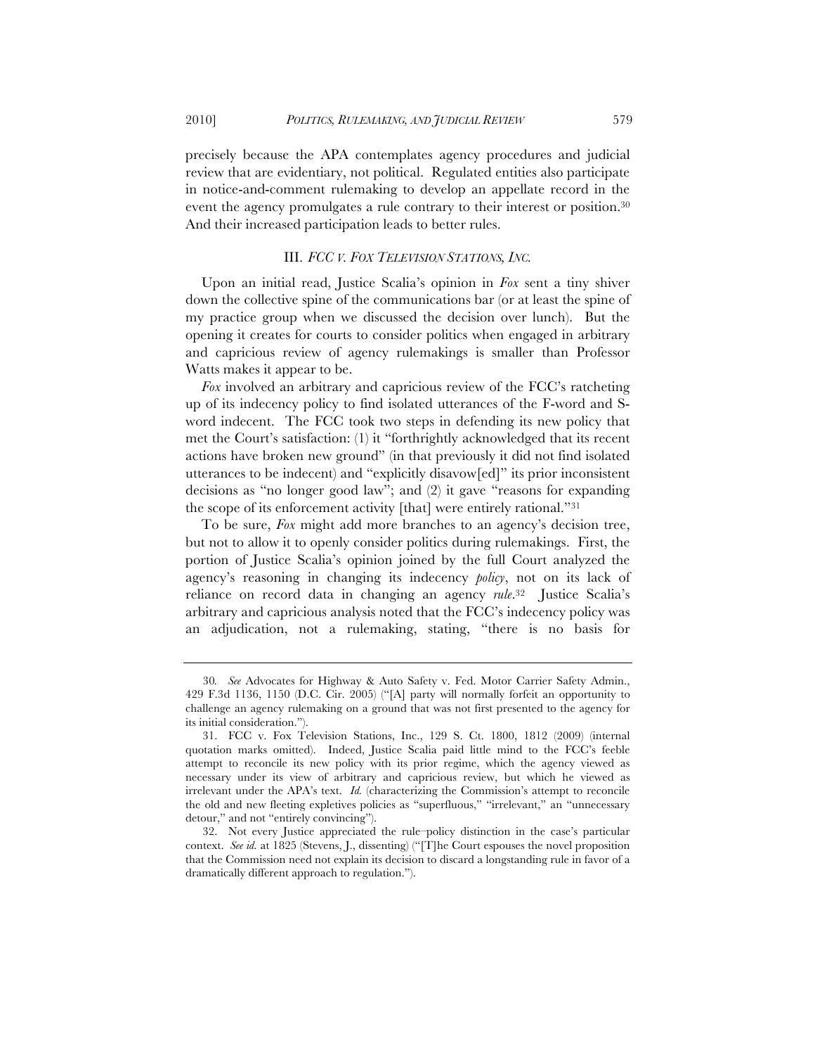precisely because the APA contemplates agency procedures and judicial review that are evidentiary, not political. Regulated entities also participate in notice-and-comment rulemaking to develop an appellate record in the event the agency promulgates a rule contrary to their interest or position.[30] And their increased participation leads to better rules.

## III. *FCC v. Fox Television Stations, Inc.*

Upon an initial read, Justice Scalia's opinion in *Fox* sent a tiny shiver down the collective spine of the communications bar (or at least the spine of my practice group when we discussed the decision over lunch). But the opening it creates for courts to consider politics when engaged in arbitrary and capricious review of agency rulemakings is smaller than Professor Watts makes it appear to be.

*Fox* involved an arbitrary and capricious review of the FCC's ratcheting up of its indecency policy to find isolated utterances of the F-word and S-word indecent. The FCC took two steps in defending its new policy that met the Court's satisfaction: (1) it "forthrightly acknowledged that its recent actions have broken new ground" (in that previously it did not find isolated utterances to be indecent) and "explicitly disavow[ed]" its prior inconsistent decisions as "no longer good law"; and (2) it gave "reasons for expanding the scope of its enforcement activity [that] were entirely rational."[31]

To be sure, *Fox* might add more branches to an agency's decision tree, but not to allow it to openly consider politics during rulemakings. First, the portion of Justice Scalia's opinion joined by the full Court analyzed the agency's reasoning in changing its indecency *policy*, not on its lack of reliance on record data in changing an agency *rule*.[32] Justice Scalia's arbitrary and capricious analysis noted that the FCC's indecency policy was an adjudication, not a rulemaking, stating, "there is no basis for

---

30. *See* Advocates for Highway & Auto Safety v. Fed. Motor Carrier Safety Admin., 429 F.3d 1136, 1150 (D.C. Cir. 2005) ("[A] party will normally forfeit an opportunity to challenge an agency rulemaking on a ground that was not first presented to the agency for its initial consideration.").

31. FCC v. Fox Television Stations, Inc., 129 S. Ct. 1800, 1812 (2009) (internal quotation marks omitted). Indeed, Justice Scalia paid little mind to the FCC's feeble attempt to reconcile its new policy with its prior regime, which the agency viewed as necessary under its view of arbitrary and capricious review, but which he viewed as irrelevant under the APA's text. *Id.* (characterizing the Commission's attempt to reconcile the old and new fleeting expletives policies as "superfluous," "irrelevant," an "unnecessary detour," and not "entirely convincing").

32. Not every Justice appreciated the rule–policy distinction in the case's particular context. *See id.* at 1825 (Stevens, J., dissenting) ("[T]he Court espouses the novel proposition that the Commission need not explain its decision to discard a longstanding rule in favor of a dramatically different approach to regulation.").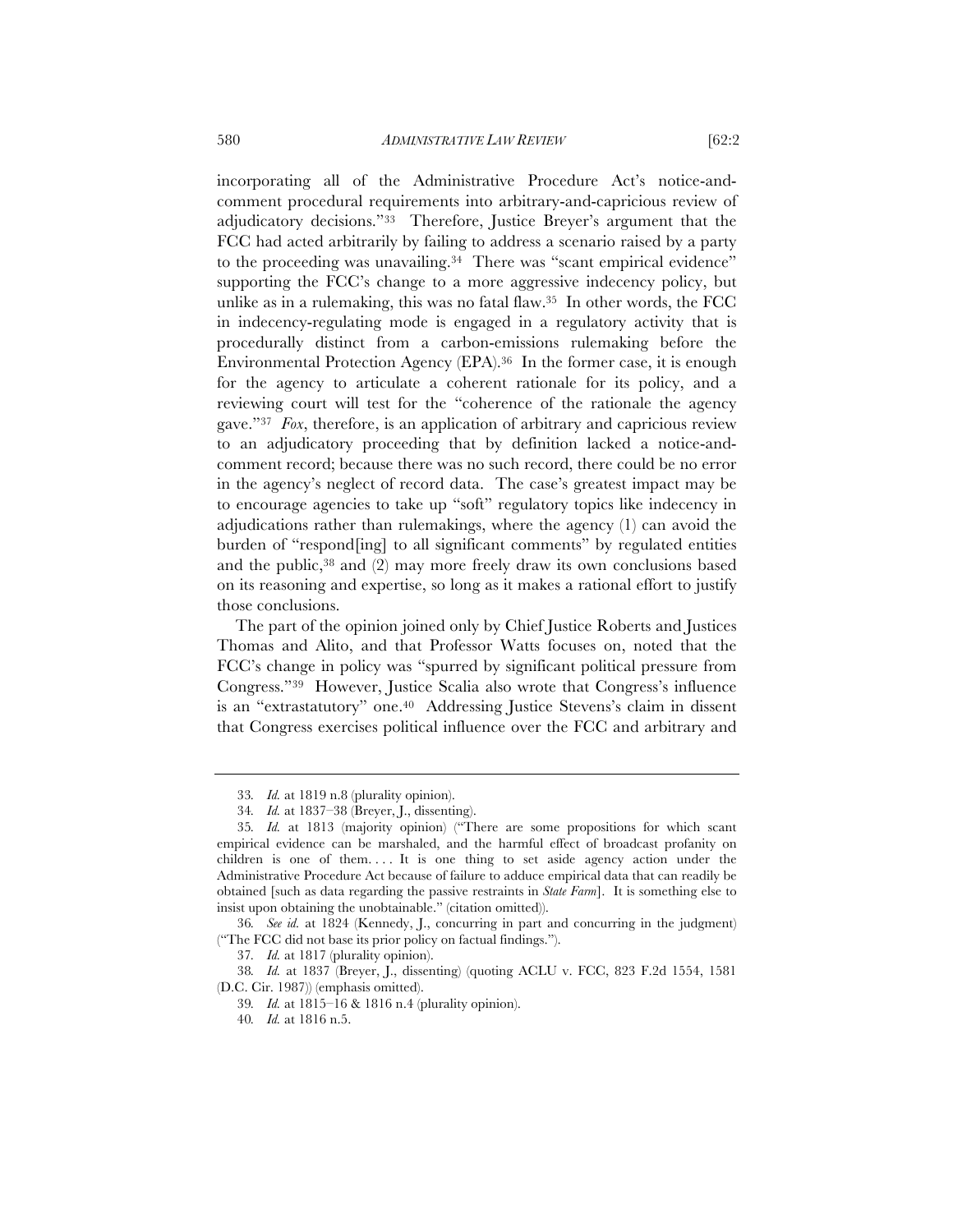incorporating all of the Administrative Procedure Act's notice-and-comment procedural requirements into arbitrary-and-capricious review of adjudicatory decisions."[33] Therefore, Justice Breyer's argument that the FCC had acted arbitrarily by failing to address a scenario raised by a party to the proceeding was unavailing.[34] There was "scant empirical evidence" supporting the FCC's change to a more aggressive indecency policy, but unlike as in a rulemaking, this was no fatal flaw.[35] In other words, the FCC in indecency-regulating mode is engaged in a regulatory activity that is procedurally distinct from a carbon-emissions rulemaking before the Environmental Protection Agency (EPA).[36] In the former case, it is enough for the agency to articulate a coherent rationale for its policy, and a reviewing court will test for the "coherence of the rationale the agency gave."[37] *Fox*, therefore, is an application of arbitrary and capricious review to an adjudicatory proceeding that by definition lacked a notice-and-comment record; because there was no such record, there could be no error in the agency's neglect of record data. The case's greatest impact may be to encourage agencies to take up "soft" regulatory topics like indecency in adjudications rather than rulemakings, where the agency (1) can avoid the burden of "respond[ing] to all significant comments" by regulated entities and the public,[38] and (2) may more freely draw its own conclusions based on its reasoning and expertise, so long as it makes a rational effort to justify those conclusions.

The part of the opinion joined only by Chief Justice Roberts and Justices Thomas and Alito, and that Professor Watts focuses on, noted that the FCC's change in policy was "spurred by significant political pressure from Congress."[39] However, Justice Scalia also wrote that Congress's influence is an "extrastatutory" one.[40] Addressing Justice Stevens's claim in dissent that Congress exercises political influence over the FCC and arbitrary and

---

33. *Id.* at 1819 n.8 (plurality opinion).

34. *Id.* at 1837–38 (Breyer, J., dissenting).

35. *Id.* at 1813 (majority opinion) ("There are some propositions for which scant empirical evidence can be marshaled, and the harmful effect of broadcast profanity on children is one of them. . . . It is one thing to set aside agency action under the Administrative Procedure Act because of failure to adduce empirical data that can readily be obtained [such as data regarding the passive restraints in *State Farm*]. It is something else to insist upon obtaining the unobtainable." (citation omitted)).

36. *See id.* at 1824 (Kennedy, J., concurring in part and concurring in the judgment) ("The FCC did not base its prior policy on factual findings.").

37. *Id.* at 1817 (plurality opinion).

38. *Id.* at 1837 (Breyer, J., dissenting) (quoting ACLU v. FCC, 823 F.2d 1554, 1581 (D.C. Cir. 1987)) (emphasis omitted).

39. *Id.* at 1815–16 & 1816 n.4 (plurality opinion).

40. *Id.* at 1816 n.5.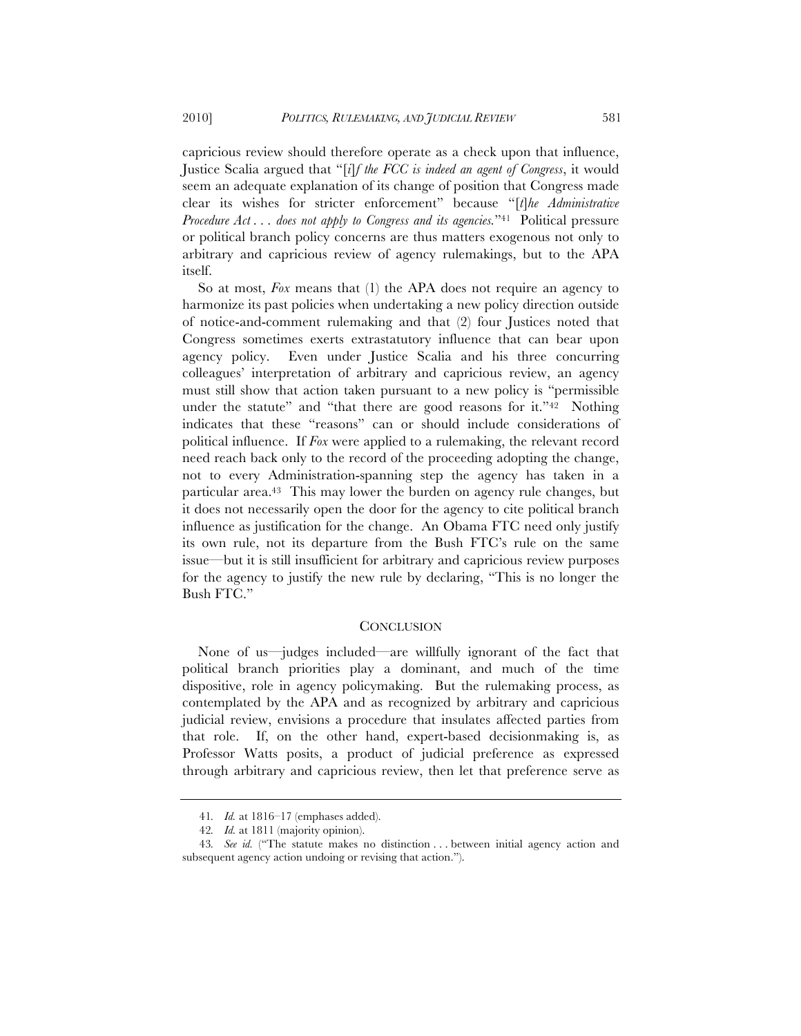capricious review should therefore operate as a check upon that influence, Justice Scalia argued that "[*i*]*f the FCC is indeed an agent of Congress*, it would seem an adequate explanation of its change of position that Congress made clear its wishes for stricter enforcement" because "[*t*]*he Administrative Procedure Act . . . does not apply to Congress and its agencies.*"[41] Political pressure or political branch policy concerns are thus matters exogenous not only to arbitrary and capricious review of agency rulemakings, but to the APA itself.

So at most, *Fox* means that (1) the APA does not require an agency to harmonize its past policies when undertaking a new policy direction outside of notice-and-comment rulemaking and that (2) four Justices noted that Congress sometimes exerts extrastatutory influence that can bear upon agency policy. Even under Justice Scalia and his three concurring colleagues' interpretation of arbitrary and capricious review, an agency must still show that action taken pursuant to a new policy is "permissible under the statute" and "that there are good reasons for it."[42] Nothing indicates that these "reasons" can or should include considerations of political influence. If *Fox* were applied to a rulemaking, the relevant record need reach back only to the record of the proceeding adopting the change, not to every Administration-spanning step the agency has taken in a particular area.[43] This may lower the burden on agency rule changes, but it does not necessarily open the door for the agency to cite political branch influence as justification for the change. An Obama FTC need only justify its own rule, not its departure from the Bush FTC's rule on the same issue—but it is still insufficient for arbitrary and capricious review purposes for the agency to justify the new rule by declaring, "This is no longer the Bush FTC."

## CONCLUSION

None of us—judges included—are willfully ignorant of the fact that political branch priorities play a dominant, and much of the time dispositive, role in agency policymaking. But the rulemaking process, as contemplated by the APA and as recognized by arbitrary and capricious judicial review, envisions a procedure that insulates affected parties from that role. If, on the other hand, expert-based decisionmaking is, as Professor Watts posits, a product of judicial preference as expressed through arbitrary and capricious review, then let that preference serve as

---

41. *Id.* at 1816–17 (emphases added).

42. *Id.* at 1811 (majority opinion).

43. *See id.* ("The statute makes no distinction . . . between initial agency action and subsequent agency action undoing or revising that action.").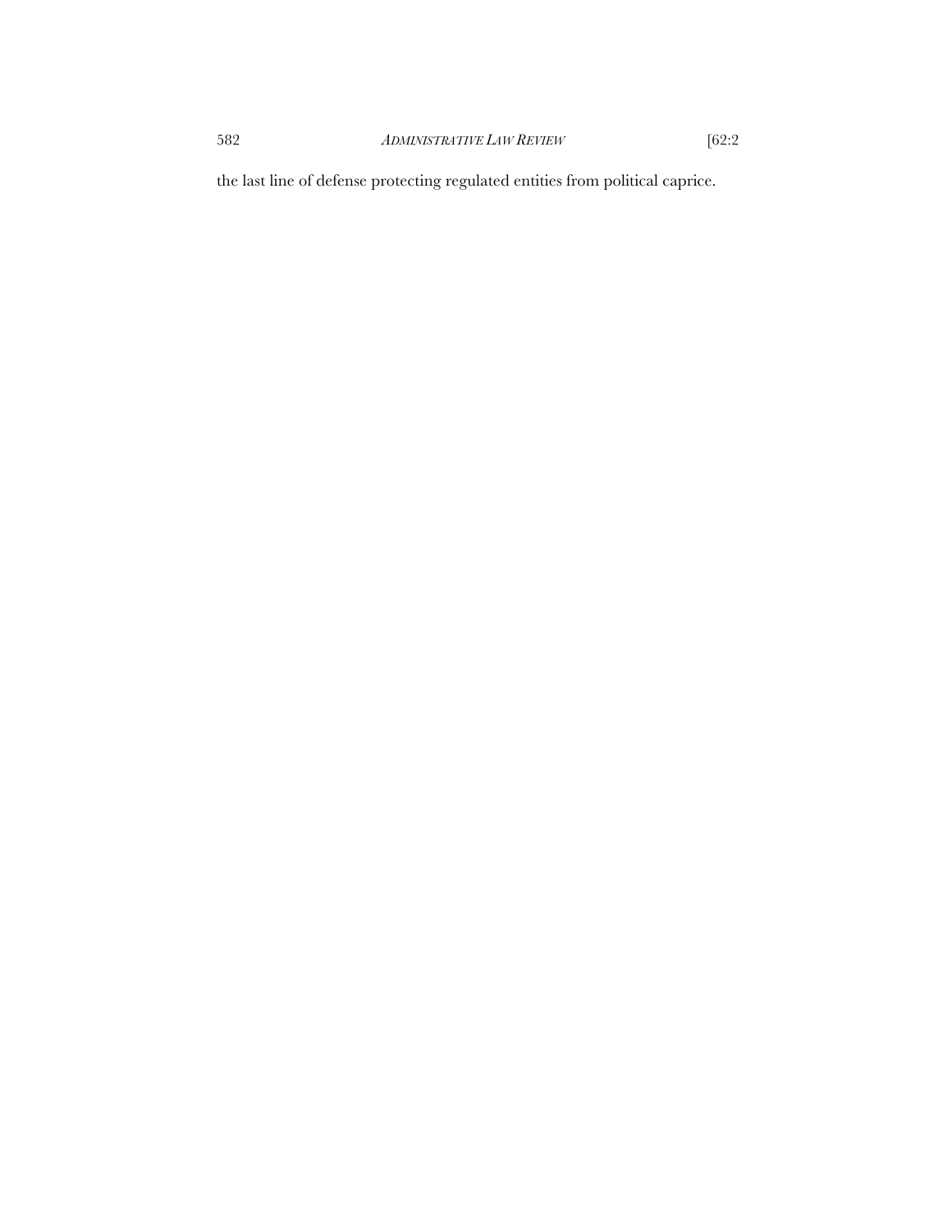the last line of defense protecting regulated entities from political caprice.